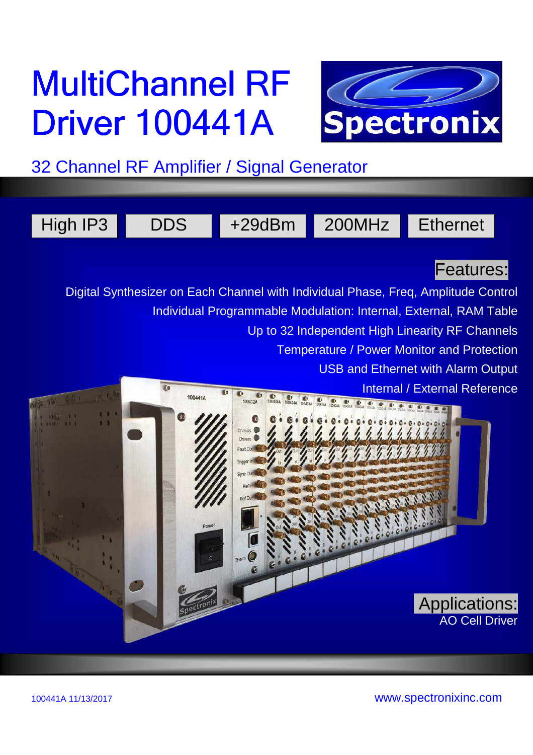# MultiChannel RF Driver 100441A

Spectronix

## 32 Channel RF Amplifier / Signal Generator

High IP3 | DDS | +29dBm | 200MHz | Ethernet

### Features:

- Digital Synthesizer on Each Channel with Individual Phase, Freq, Amplitude Control
- Individual Programmable Modulation: Internal, External, RAM Table
- Up to 32 Independent High Linearity RF Channels
- Temperature / Power Monitor and Protection
- USB and Ethernet with Alarm Output
- Internal / External Reference

### Applications:

AO Cell Driver

100441A 11/13/2017

www.spectronixinc.com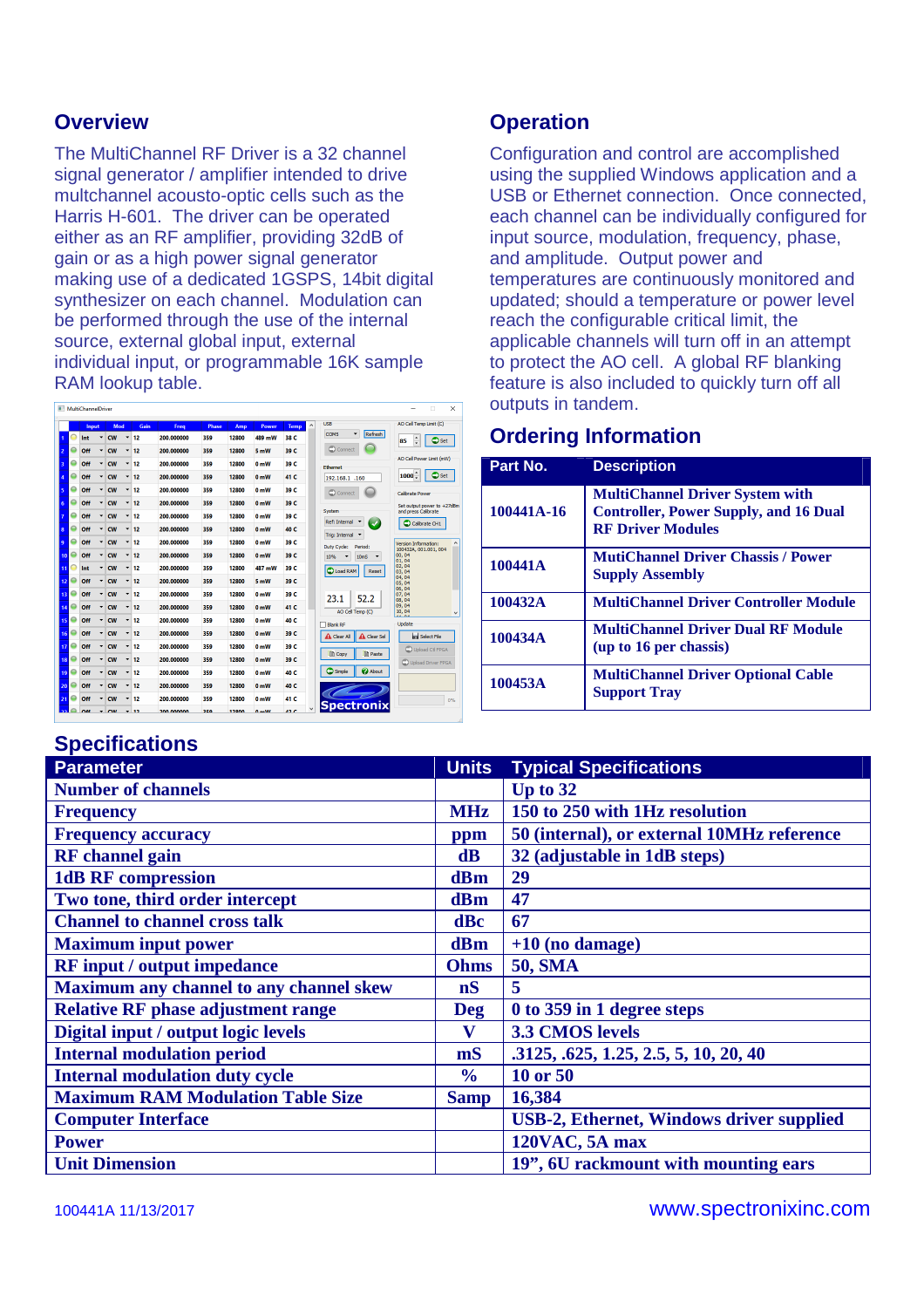## Overview

The MultiChannel RF Driver is a 32 channel signal generator / amplifier intended to drive multchannel acousto-optic cells such as the Harris H-601. The driver can be operated either as an RF amplifier, providing 32dB of gain or as a high power signal generator making use of a dedicated 1GSPS, 14bit digital synthesizer on each channel. Modulation can be performed through the use of the internal source, external global input, external individual input, or programmable 16K sample RAM lookup table.

## Operation

Configuration and control are accomplished using the supplied Windows application and a USB or Ethernet connection. Once connected, each channel can be individually configured for input source, modulation, frequency, phase, and amplitude. Output power and temperatures are continuously monitored and updated; should a temperature or power level reach the configurable critical limit, the applicable channels will turn off in an attempt to protect the AO cell. A global RF blanking feature is also included to quickly turn off all outputs in tandem.

## Ordering Information

| Part No. | Description |
|---|---|
| **100441A-16** | **MultiChannel Driver System with Controller, Power Supply, and 16 Dual RF Driver Modules** |
| **100441A** | **MutiChannel Driver Chassis / Power Supply Assembly** |
| **100432A** | **MultiChannel Driver Controller Module** |
| **100434A** | **MultiChannel Driver Dual RF Module (up to 16 per chassis)** |
| **100453A** | **MultiChannel Driver Optional Cable Support Tray** |

## Specifications

| Parameter | Units | Typical Specifications |
|---|---|---|
| **Number of channels** | | **Up to 32** |
| **Frequency** | **MHz** | **150 to 250 with 1Hz resolution** |
| **Frequency accuracy** | **ppm** | **50 (internal), or external 10MHz reference** |
| **RF channel gain** | **dB** | **32 (adjustable in 1dB steps)** |
| **1dB RF compression** | **dBm** | **29** |
| **Two tone, third order intercept** | **dBm** | **47** |
| **Channel to channel cross talk** | **dBc** | **67** |
| **Maximum input power** | **dBm** | **+10 (no damage)** |
| **RF input / output impedance** | **Ohms** | **50, SMA** |
| **Maximum any channel to any channel skew** | **nS** | **5** |
| **Relative RF phase adjustment range** | **Deg** | **0 to 359 in 1 degree steps** |
| **Digital input / output logic levels** | **V** | **3.3 CMOS levels** |
| **Internal modulation period** | **mS** | **.3125, .625, 1.25, 2.5, 5, 10, 20, 40** |
| **Internal modulation duty cycle** | **%** | **10 or 50** |
| **Maximum RAM Modulation Table Size** | **Samp** | **16,384** |
| **Computer Interface** | | **USB-2, Ethernet, Windows driver supplied** |
| **Power** | | **120VAC, 5A max** |
| **Unit Dimension** | | **19”, 6U rackmount with mounting ears** |

100441A 11/13/2017 www.spectronixinc.com